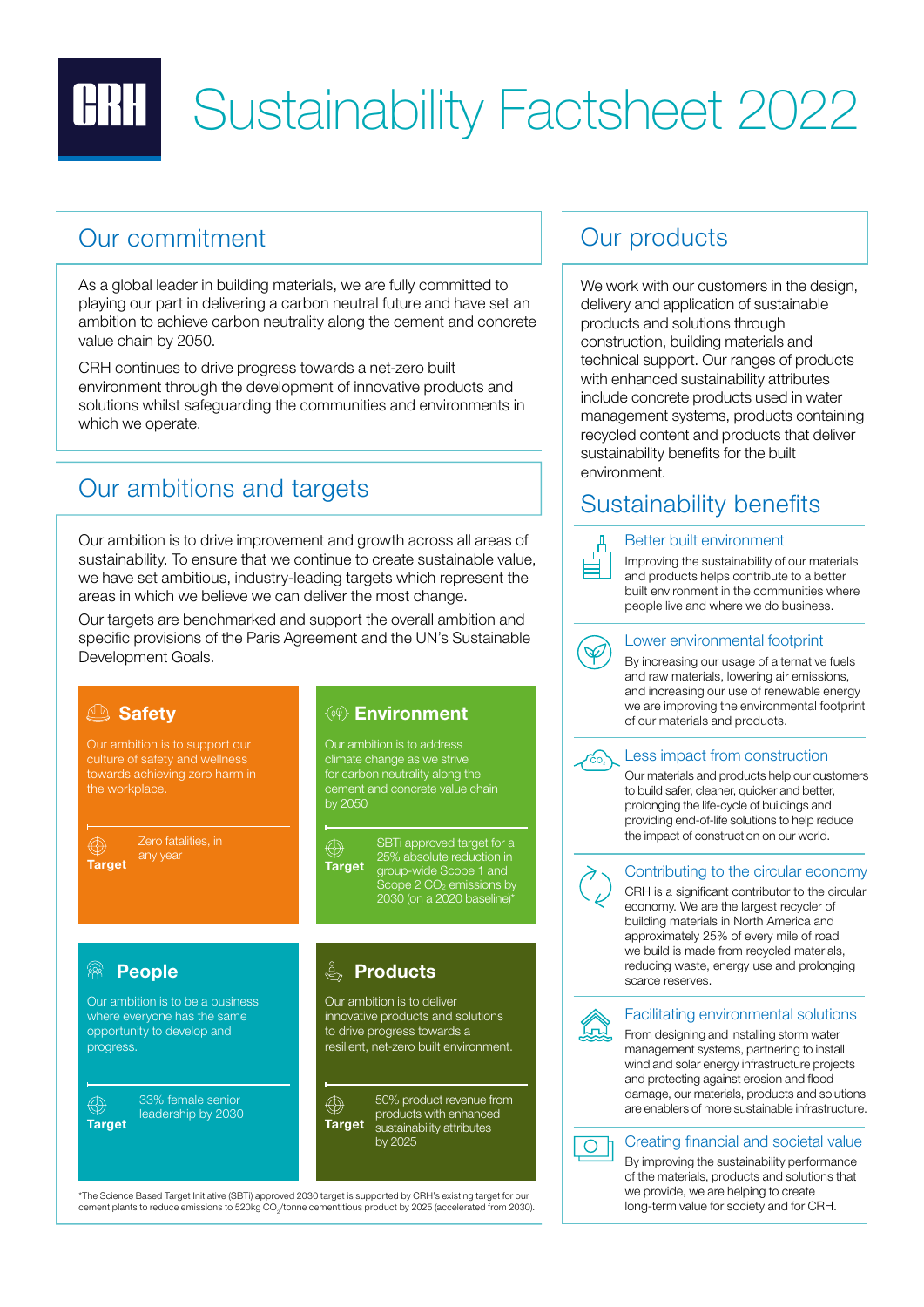# Sustainability Factsheet 2022

## Our commitment

As a global leader in building materials, we are fully committed to playing our part in delivering a carbon neutral future and have set an ambition to achieve carbon neutrality along the cement and concrete value chain by 2050.

CRH continues to drive progress towards a net-zero built environment through the development of innovative products and solutions whilst safeguarding the communities and environments in which we operate.

## Our ambitions and targets

Our ambition is to drive improvement and growth across all areas of sustainability. To ensure that we continue to create sustainable value, we have set ambitious, industry-leading targets which represent the areas in which we believe we can deliver the most change.

Our targets are benchmarked and support the overall ambition and specific provisions of the Paris Agreement and the UN's Sustainable Development Goals.

### Safety

Our ambition is to support our culture of safety and wellness towards achieving zero harm in the workplace.

**Target** Zero fatalities, in any year

### Environment

Our ambition is to address climate change as we strive for carbon neutrality along the cement and concrete value chain by 2050

**Target** SBTi approved target for a 25% absolute reduction in group-wide Scope 1 and Scope 2 $CO_2$ emissions by 2030 (on a 2020 baseline)*

### People

Our ambition is to be a business where everyone has the same opportunity to develop and progress.

**Target** 33% female senior leadership by 2030

### Products

Our ambition is to deliver innovative products and solutions to drive progress towards a resilient, net-zero built environment.

**Target** 50% product revenue from products with enhanced sustainability attributes by 2025

*The Science Based Target Initiative (SBTi) approved 2030 target is supported by CRH's existing target for our cement plants to reduce emissions to 520kg $CO_2$/tonne cementitious product by 2025 (accelerated from 2030).

## Our products

We work with our customers in the design, delivery and application of sustainable products and solutions through construction, building materials and technical support. Our ranges of products with enhanced sustainability attributes include concrete products used in water management systems, products containing recycled content and products that deliver sustainability benefits for the built environment.

## Sustainability benefits

### Better built environment

Improving the sustainability of our materials and products helps contribute to a better built environment in the communities where people live and where we do business.

### Lower environmental footprint

By increasing our usage of alternative fuels and raw materials, lowering air emissions, and increasing our use of renewable energy we are improving the environmental footprint of our materials and products.

### Less impact from construction

Our materials and products help our customers to build safer, cleaner, quicker and better, prolonging the life-cycle of buildings and providing end-of-life solutions to help reduce the impact of construction on our world.

### Contributing to the circular economy

CRH is a significant contributor to the circular economy. We are the largest recycler of building materials in North America and approximately 25% of every mile of road we build is made from recycled materials, reducing waste, energy use and prolonging scarce reserves.

### Facilitating environmental solutions

From designing and installing storm water management systems, partnering to install wind and solar energy infrastructure projects and protecting against erosion and flood damage, our materials, products and solutions are enablers of more sustainable infrastructure.

### Creating financial and societal value

By improving the sustainability performance of the materials, products and solutions that we provide, we are helping to create long-term value for society and for CRH.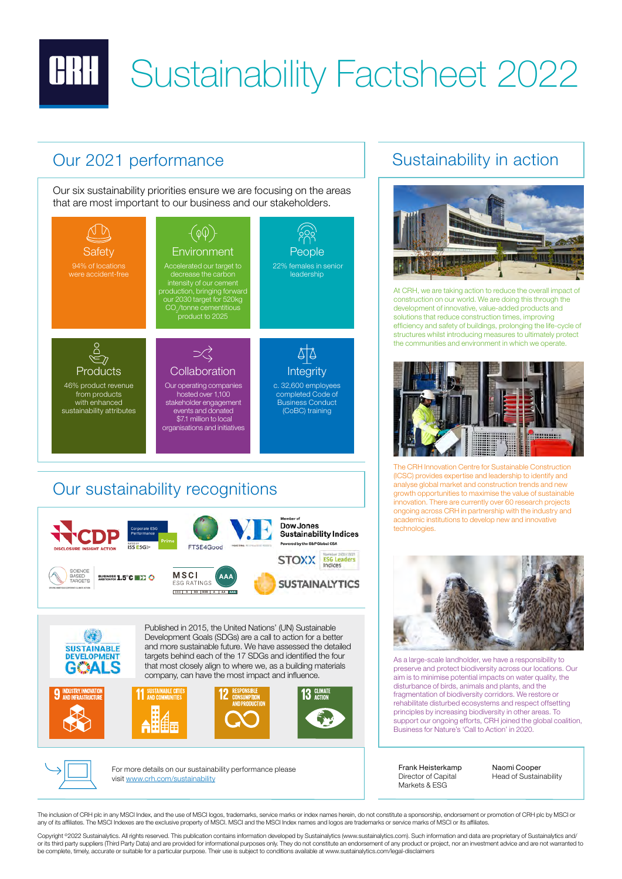# Sustainability Factsheet 2022

## Our 2021 performance

Our six sustainability priorities ensure we are focusing on the areas that are most important to our business and our stakeholders.

### Safety
94% of locations were accident-free

### Environment
Accelerated our target to decrease the carbon intensity of our cement production, bringing forward our 2030 target for 520kg $CO_2$/tonne cementitious product to 2025

### People
22% females in senior leadership

### Products
46% product revenue from products with enhanced sustainability attributes

### Collaboration
Our operating companies hosted over 1,100 stakeholder engagement events and donated $7.1 million to local organisations and initiatives

### Integrity
c. 32,600 employees completed Code of Business Conduct (CoBC) training

## Our sustainability recognitions

CDP DISCLOSURE INSIGHT ACTION

Corporate ESG Performance Prime RATED BY ISS ESG

FTSE4Good

V.E

Member of Dow Jones Sustainability Indices Powered by the S&P Global CSA

STOXX Member 2020/2021 ESG Leaders Indices

SCIENCE BASED TARGETS

BUSINESS AMBITION FOR 1.5°C

MSCI ESG RATINGS AAA

SUSTAINALYTICS

SUSTAINABLE DEVELOPMENT GOALS

Published in 2015, the United Nations' (UN) Sustainable Development Goals (SDGs) are a call to action for a better and more sustainable future. We have assessed the detailed targets behind each of the 17 SDGs and identified the four that most closely align to where we, as a building materials company, can have the most impact and influence.

- 9 INDUSTRY, INNOVATION AND INFRASTRUCTURE
- 11 SUSTAINABLE CITIES AND COMMUNITIES
- 12 RESPONSIBLE CONSUMPTION AND PRODUCTION
- 13 CLIMATE ACTION

For more details on our sustainability performance please visit www.crh.com/sustainability

## Sustainability in action

At CRH, we are taking action to reduce the overall impact of construction on our world. We are doing this through the development of innovative, value-added products and solutions that reduce construction times, improving efficiency and safety of buildings, prolonging the life-cycle of structures whilst introducing measures to ultimately protect the communities and environment in which we operate.

The CRH Innovation Centre for Sustainable Construction (ICSC) provides expertise and leadership to identify and analyse global market and construction trends and new growth opportunities to maximise the value of sustainable innovation. There are currently over 60 research projects ongoing across CRH in partnership with the industry and academic institutions to develop new and innovative technologies.

As a large-scale landholder, we have a responsibility to preserve and protect biodiversity across our locations. Our aim is to minimise potential impacts on water quality, the disturbance of birds, animals and plants, and the fragmentation of biodiversity corridors. We restore or rehabilitate disturbed ecosystems and respect offsetting principles by increasing biodiversity in other areas. To support our ongoing efforts, CRH joined the global coalition, Business for Nature's 'Call to Action' in 2020.

Frank Heisterkamp
Director of Capital Markets & ESG

Naomi Cooper
Head of Sustainability

The inclusion of CRH plc in any MSCI Index, and the use of MSCI logos, trademarks, service marks or index names herein, do not constitute a sponsorship, endorsement or promotion of CRH plc by MSCI or any of its affiliates. The MSCI Indexes are the exclusive property of MSCI. MSCI and the MSCI Index names and logos are trademarks or service marks of MSCI or its affiliates.

Copyright ©2022 Sustainalytics. All rights reserved. This publication contains information developed by Sustainalytics (www.sustainalytics.com). Such information and data are proprietary of Sustainalytics and/or its third party suppliers (Third Party Data) and are provided for informational purposes only. They do not constitute an endorsement of any product or project, nor an investment advice and are not warranted to be complete, timely, accurate or suitable for a particular purpose. Their use is subject to conditions available at www.sustainalytics.com/legal-disclaimers